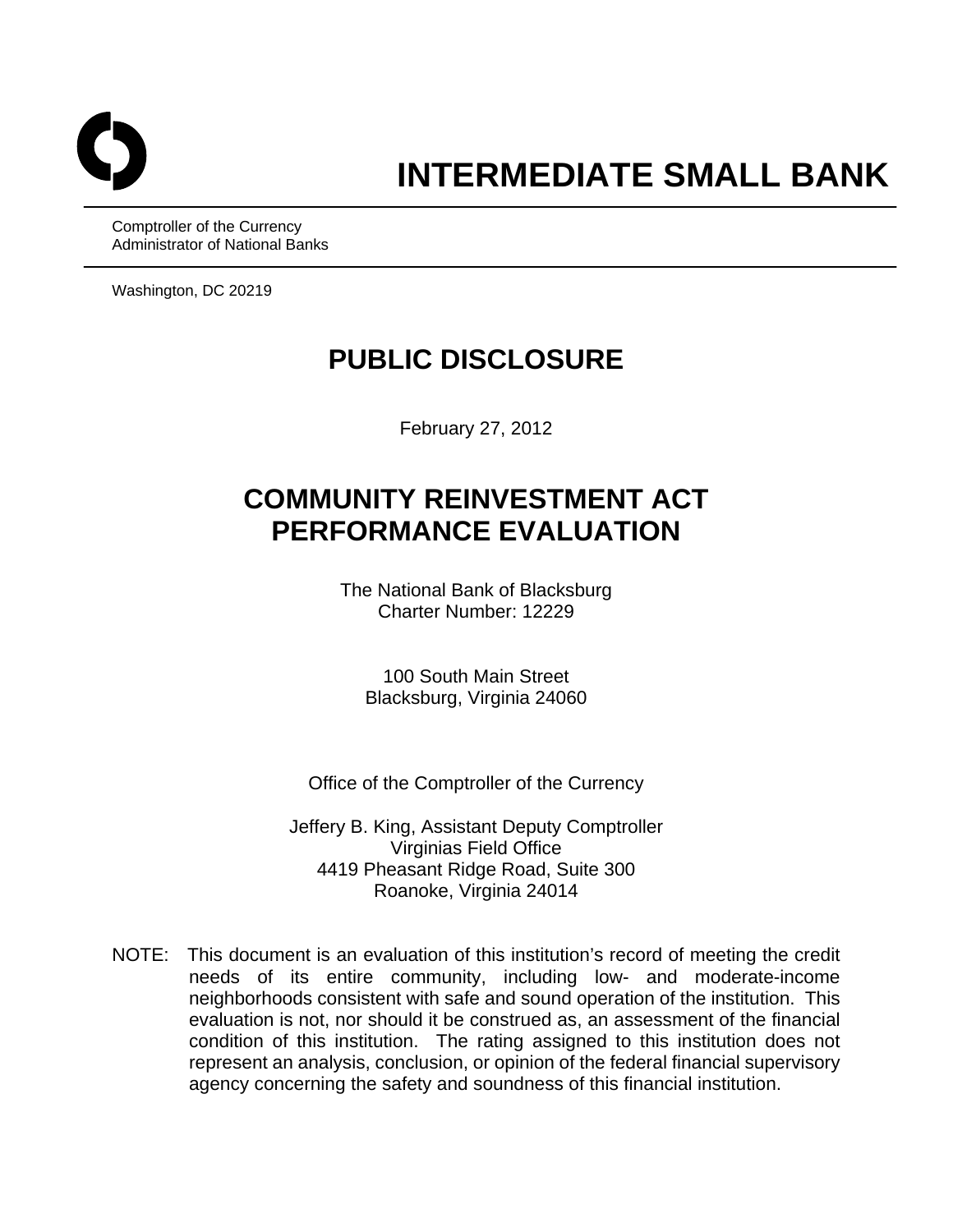# INTERMEDIATE SMALL BANK

Comptroller of the Currency
Administrator of National Banks

Washington, DC 20219

## PUBLIC DISCLOSURE

February 27, 2012

## COMMUNITY REINVESTMENT ACT PERFORMANCE EVALUATION

The National Bank of Blacksburg
Charter Number: 12229

100 South Main Street
Blacksburg, Virginia 24060

Office of the Comptroller of the Currency

Jeffery B. King, Assistant Deputy Comptroller
Virginias Field Office
4419 Pheasant Ridge Road, Suite 300
Roanoke, Virginia 24014

NOTE: This document is an evaluation of this institution's record of meeting the credit needs of its entire community, including low- and moderate-income neighborhoods consistent with safe and sound operation of the institution. This evaluation is not, nor should it be construed as, an assessment of the financial condition of this institution. The rating assigned to this institution does not represent an analysis, conclusion, or opinion of the federal financial supervisory agency concerning the safety and soundness of this financial institution.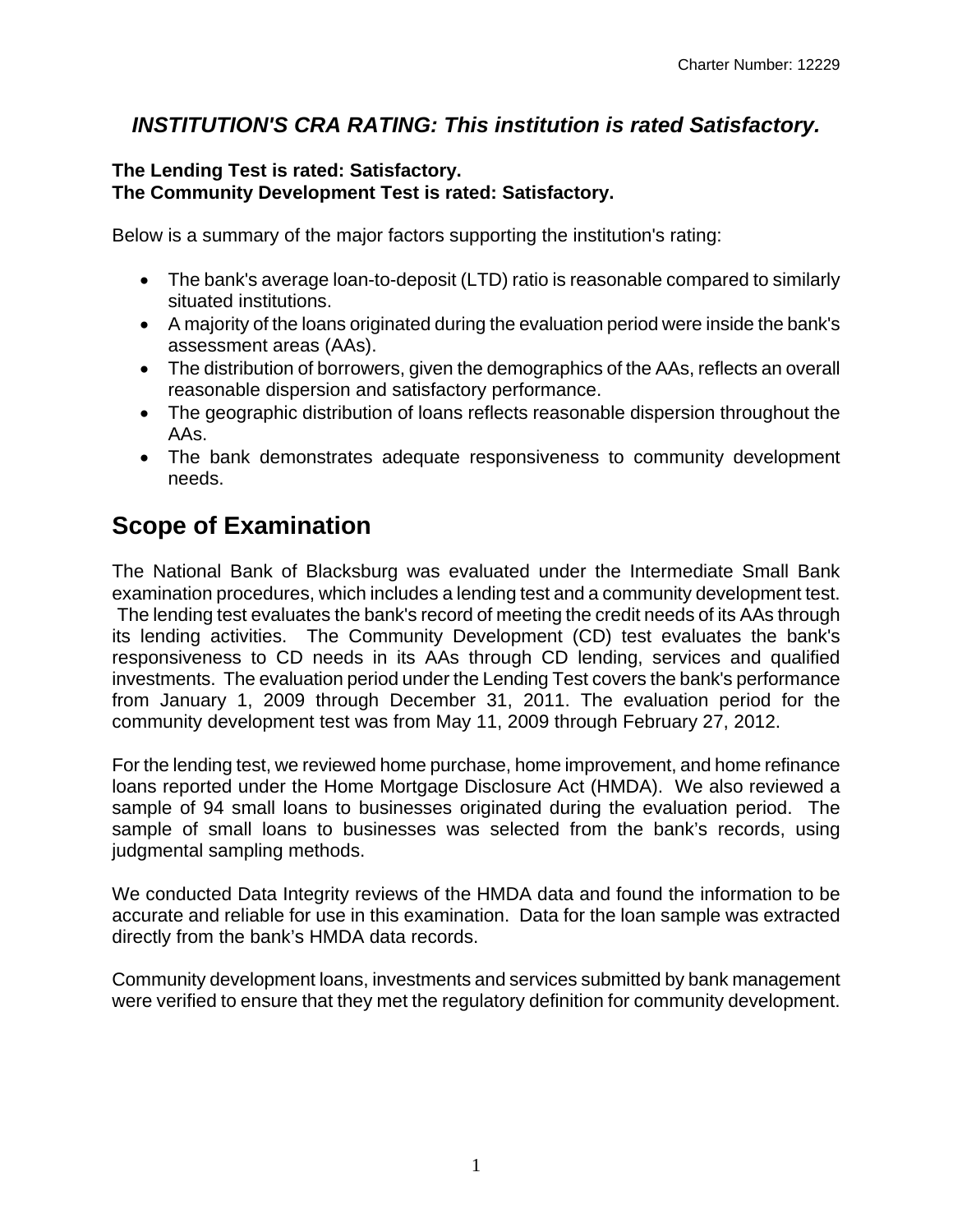## *INSTITUTION'S CRA RATING: This institution is rated Satisfactory.*

**The Lending Test is rated: Satisfactory.**
**The Community Development Test is rated: Satisfactory.**

Below is a summary of the major factors supporting the institution's rating:

- The bank's average loan-to-deposit (LTD) ratio is reasonable compared to similarly situated institutions.
- A majority of the loans originated during the evaluation period were inside the bank's assessment areas (AAs).
- The distribution of borrowers, given the demographics of the AAs, reflects an overall reasonable dispersion and satisfactory performance.
- The geographic distribution of loans reflects reasonable dispersion throughout the AAs.
- The bank demonstrates adequate responsiveness to community development needs.

# Scope of Examination

The National Bank of Blacksburg was evaluated under the Intermediate Small Bank examination procedures, which includes a lending test and a community development test. The lending test evaluates the bank's record of meeting the credit needs of its AAs through its lending activities. The Community Development (CD) test evaluates the bank's responsiveness to CD needs in its AAs through CD lending, services and qualified investments. The evaluation period under the Lending Test covers the bank's performance from January 1, 2009 through December 31, 2011. The evaluation period for the community development test was from May 11, 2009 through February 27, 2012.

For the lending test, we reviewed home purchase, home improvement, and home refinance loans reported under the Home Mortgage Disclosure Act (HMDA). We also reviewed a sample of 94 small loans to businesses originated during the evaluation period. The sample of small loans to businesses was selected from the bank's records, using judgmental sampling methods.

We conducted Data Integrity reviews of the HMDA data and found the information to be accurate and reliable for use in this examination. Data for the loan sample was extracted directly from the bank's HMDA data records.

Community development loans, investments and services submitted by bank management were verified to ensure that they met the regulatory definition for community development.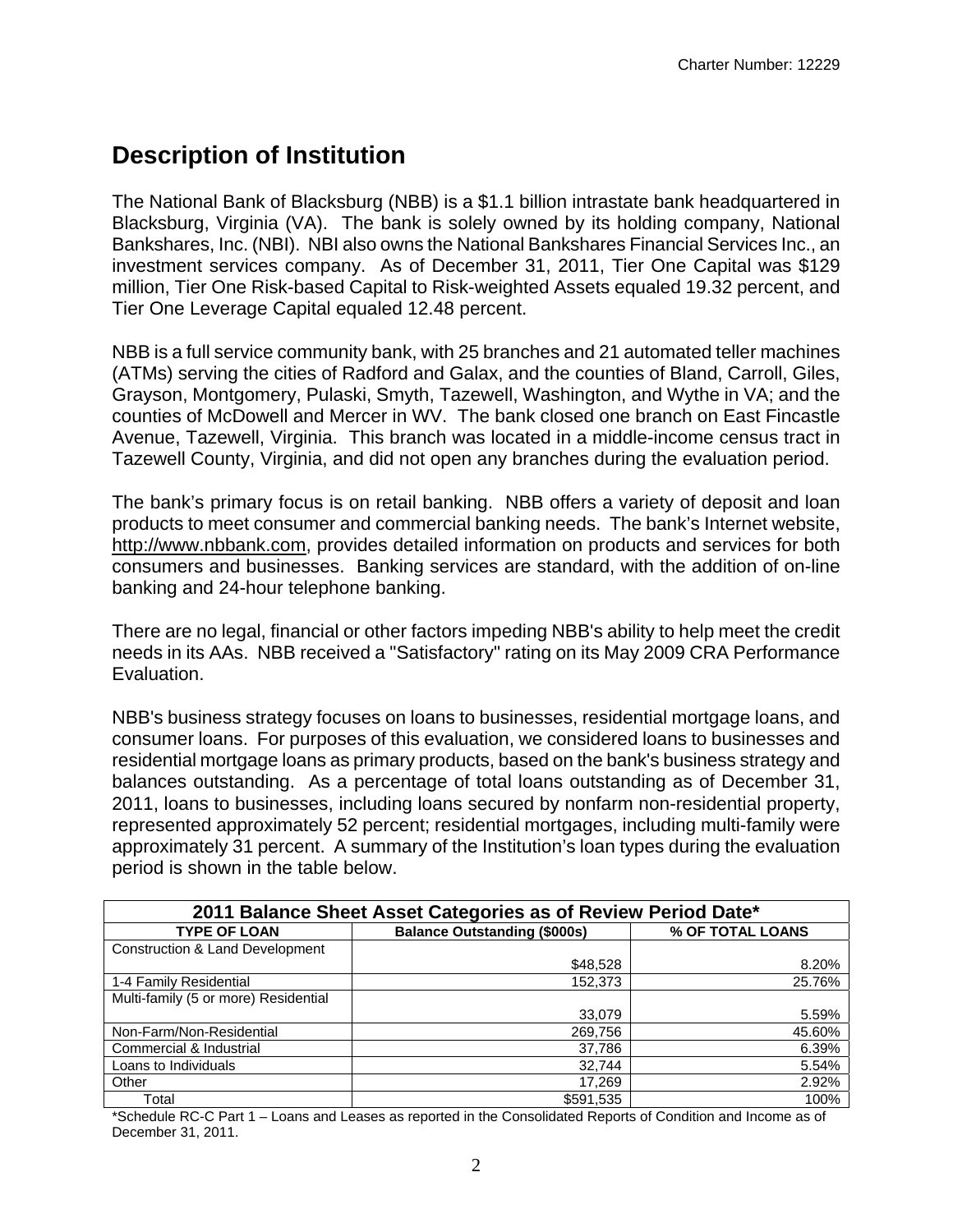# Description of Institution

The National Bank of Blacksburg (NBB) is a $1.1 billion intrastate bank headquartered in Blacksburg, Virginia (VA). The bank is solely owned by its holding company, National Bankshares, Inc. (NBI). NBI also owns the National Bankshares Financial Services Inc., an investment services company. As of December 31, 2011, Tier One Capital was $129 million, Tier One Risk-based Capital to Risk-weighted Assets equaled 19.32 percent, and Tier One Leverage Capital equaled 12.48 percent.

NBB is a full service community bank, with 25 branches and 21 automated teller machines (ATMs) serving the cities of Radford and Galax, and the counties of Bland, Carroll, Giles, Grayson, Montgomery, Pulaski, Smyth, Tazewell, Washington, and Wythe in VA; and the counties of McDowell and Mercer in WV. The bank closed one branch on East Fincastle Avenue, Tazewell, Virginia. This branch was located in a middle-income census tract in Tazewell County, Virginia, and did not open any branches during the evaluation period.

The bank's primary focus is on retail banking. NBB offers a variety of deposit and loan products to meet consumer and commercial banking needs. The bank's Internet website, http://www.nbbank.com, provides detailed information on products and services for both consumers and businesses. Banking services are standard, with the addition of on-line banking and 24-hour telephone banking.

There are no legal, financial or other factors impeding NBB's ability to help meet the credit needs in its AAs. NBB received a "Satisfactory" rating on its May 2009 CRA Performance Evaluation.

NBB's business strategy focuses on loans to businesses, residential mortgage loans, and consumer loans. For purposes of this evaluation, we considered loans to businesses and residential mortgage loans as primary products, based on the bank's business strategy and balances outstanding. As a percentage of total loans outstanding as of December 31, 2011, loans to businesses, including loans secured by nonfarm non-residential property, represented approximately 52 percent; residential mortgages, including multi-family were approximately 31 percent. A summary of the Institution's loan types during the evaluation period is shown in the table below.

| 2011 Balance Sheet Asset Categories as of Review Period Date* | | |
|---|---|---|
| **TYPE OF LOAN** | **Balance Outstanding ($000s)** | **% OF TOTAL LOANS** |
| Construction & Land Development | $48,528 | 8.20% |
| 1-4 Family Residential | 152,373 | 25.76% |
| Multi-family (5 or more) Residential | 33,079 | 5.59% |
| Non-Farm/Non-Residential | 269,756 | 45.60% |
| Commercial & Industrial | 37,786 | 6.39% |
| Loans to Individuals | 32,744 | 5.54% |
| Other | 17,269 | 2.92% |
| Total | $591,535 | 100% |

*Schedule RC-C Part 1 – Loans and Leases as reported in the Consolidated Reports of Condition and Income as of December 31, 2011.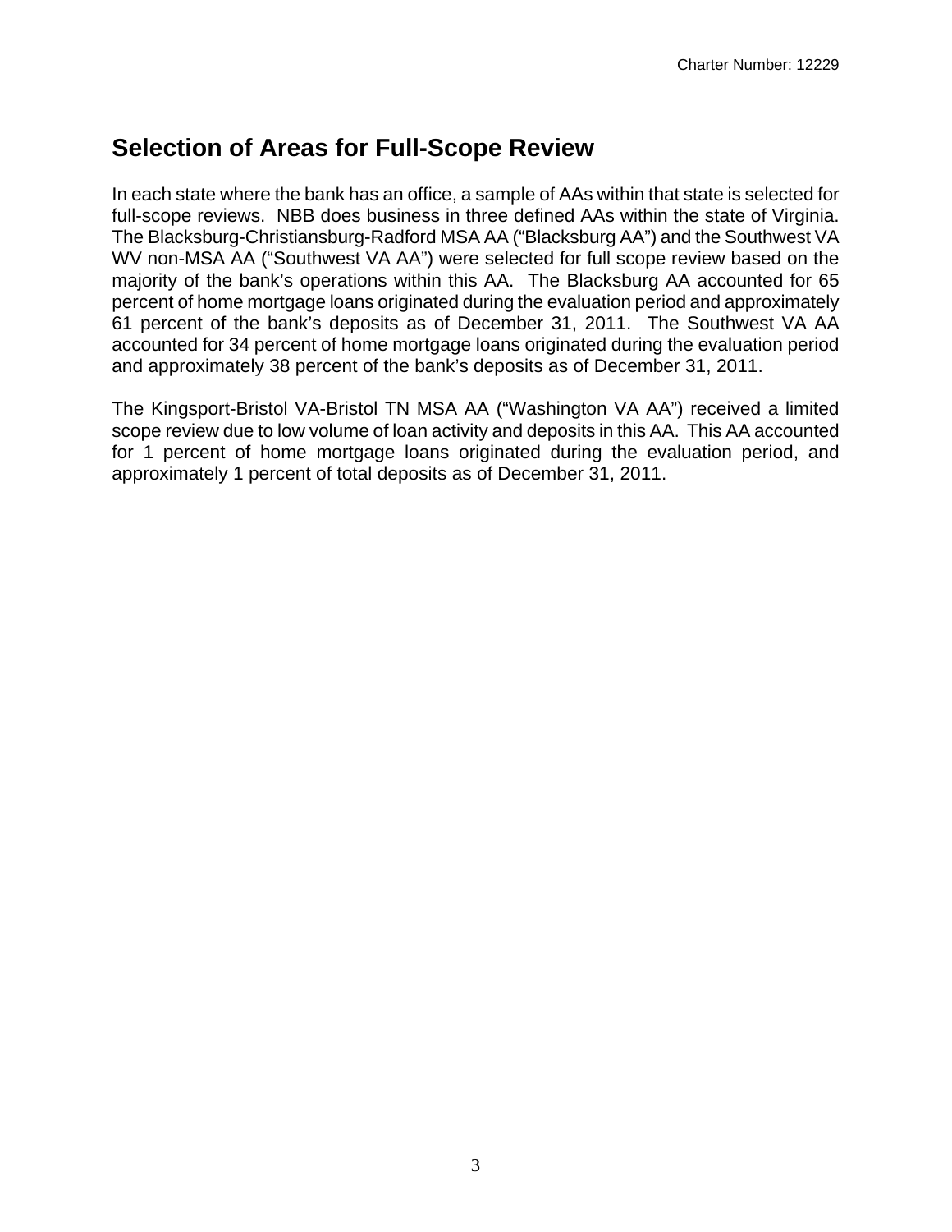## Selection of Areas for Full-Scope Review

In each state where the bank has an office, a sample of AAs within that state is selected for full-scope reviews. NBB does business in three defined AAs within the state of Virginia. The Blacksburg-Christiansburg-Radford MSA AA ("Blacksburg AA") and the Southwest VA WV non-MSA AA ("Southwest VA AA") were selected for full scope review based on the majority of the bank's operations within this AA. The Blacksburg AA accounted for 65 percent of home mortgage loans originated during the evaluation period and approximately 61 percent of the bank's deposits as of December 31, 2011. The Southwest VA AA accounted for 34 percent of home mortgage loans originated during the evaluation period and approximately 38 percent of the bank's deposits as of December 31, 2011.

The Kingsport-Bristol VA-Bristol TN MSA AA ("Washington VA AA") received a limited scope review due to low volume of loan activity and deposits in this AA. This AA accounted for 1 percent of home mortgage loans originated during the evaluation period, and approximately 1 percent of total deposits as of December 31, 2011.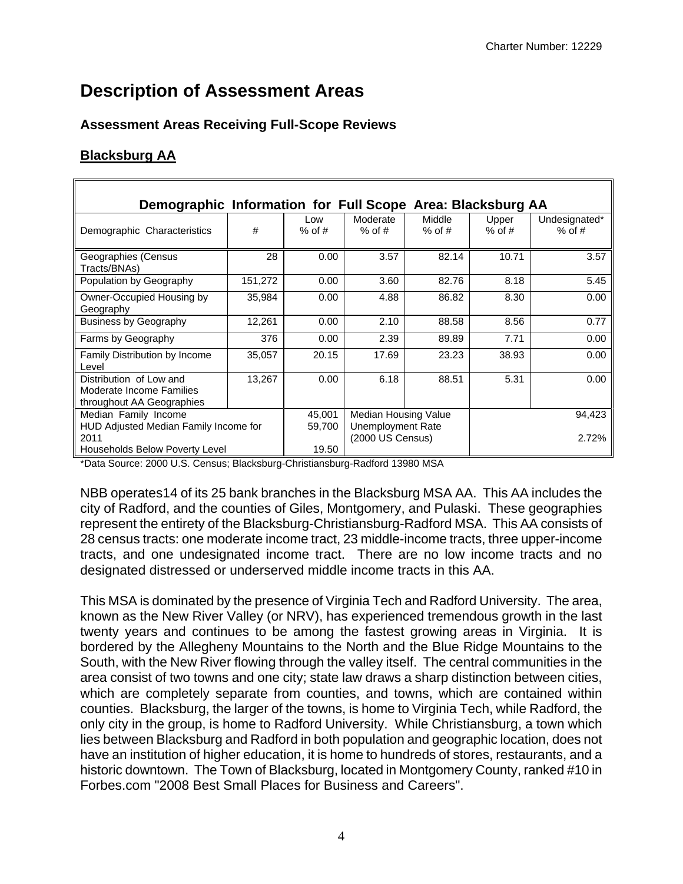# Description of Assessment Areas

## Assessment Areas Receiving Full-Scope Reviews

### Blacksburg AA

| Demographic Information for Full Scope Area: Blacksburg AA | | | | | | |
|---|---|---|---|---|---|---|
| Demographic Characteristics | # | Low % of # | Moderate % of # | Middle % of # | Upper % of # | Undesignated* % of # |
| Geographies (Census Tracts/BNAs) | 28 | 0.00 | 3.57 | 82.14 | 10.71 | 3.57 |
| Population by Geography | 151,272 | 0.00 | 3.60 | 82.76 | 8.18 | 5.45 |
| Owner-Occupied Housing by Geography | 35,984 | 0.00 | 4.88 | 86.82 | 8.30 | 0.00 |
| Business by Geography | 12,261 | 0.00 | 2.10 | 88.58 | 8.56 | 0.77 |
| Farms by Geography | 376 | 0.00 | 2.39 | 89.89 | 7.71 | 0.00 |
| Family Distribution by Income Level | 35,057 | 20.15 | 17.69 | 23.23 | 38.93 | 0.00 |
| Distribution of Low and Moderate Income Families throughout AA Geographies | 13,267 | 0.00 | 6.18 | 88.51 | 5.31 | 0.00 |
| Median Family Income | | 45,001 | Median Housing Value | | | 94,423 |
| HUD Adjusted Median Family Income for 2011 | | 59,700 | Unemployment Rate (2000 US Census) | | | 2.72% |
| Households Below Poverty Level | | 19.50 | | | | |

*Data Source: 2000 U.S. Census; Blacksburg-Christiansburg-Radford 13980 MSA

NBB operates14 of its 25 bank branches in the Blacksburg MSA AA. This AA includes the city of Radford, and the counties of Giles, Montgomery, and Pulaski. These geographies represent the entirety of the Blacksburg-Christiansburg-Radford MSA. This AA consists of 28 census tracts: one moderate income tract, 23 middle-income tracts, three upper-income tracts, and one undesignated income tract. There are no low income tracts and no designated distressed or underserved middle income tracts in this AA.

This MSA is dominated by the presence of Virginia Tech and Radford University. The area, known as the New River Valley (or NRV), has experienced tremendous growth in the last twenty years and continues to be among the fastest growing areas in Virginia. It is bordered by the Allegheny Mountains to the North and the Blue Ridge Mountains to the South, with the New River flowing through the valley itself. The central communities in the area consist of two towns and one city; state law draws a sharp distinction between cities, which are completely separate from counties, and towns, which are contained within counties. Blacksburg, the larger of the towns, is home to Virginia Tech, while Radford, the only city in the group, is home to Radford University. While Christiansburg, a town which lies between Blacksburg and Radford in both population and geographic location, does not have an institution of higher education, it is home to hundreds of stores, restaurants, and a historic downtown. The Town of Blacksburg, located in Montgomery County, ranked #10 in Forbes.com "2008 Best Small Places for Business and Careers".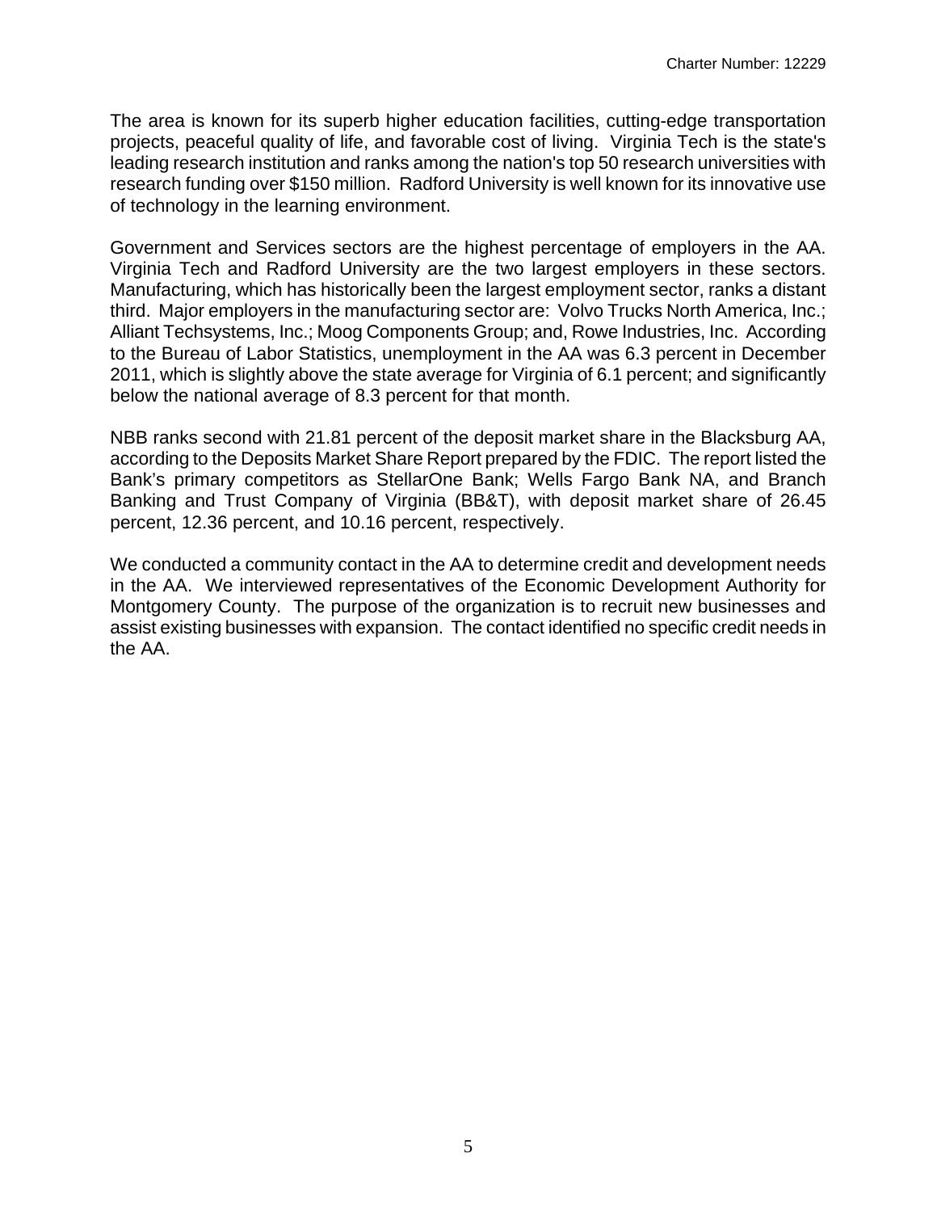The area is known for its superb higher education facilities, cutting-edge transportation projects, peaceful quality of life, and favorable cost of living. Virginia Tech is the state's leading research institution and ranks among the nation's top 50 research universities with research funding over $150 million. Radford University is well known for its innovative use of technology in the learning environment.

Government and Services sectors are the highest percentage of employers in the AA. Virginia Tech and Radford University are the two largest employers in these sectors. Manufacturing, which has historically been the largest employment sector, ranks a distant third. Major employers in the manufacturing sector are: Volvo Trucks North America, Inc.; Alliant Techsystems, Inc.; Moog Components Group; and, Rowe Industries, Inc. According to the Bureau of Labor Statistics, unemployment in the AA was 6.3 percent in December 2011, which is slightly above the state average for Virginia of 6.1 percent; and significantly below the national average of 8.3 percent for that month.

NBB ranks second with 21.81 percent of the deposit market share in the Blacksburg AA, according to the Deposits Market Share Report prepared by the FDIC. The report listed the Bank's primary competitors as StellarOne Bank; Wells Fargo Bank NA, and Branch Banking and Trust Company of Virginia (BB&T), with deposit market share of 26.45 percent, 12.36 percent, and 10.16 percent, respectively.

We conducted a community contact in the AA to determine credit and development needs in the AA. We interviewed representatives of the Economic Development Authority for Montgomery County. The purpose of the organization is to recruit new businesses and assist existing businesses with expansion. The contact identified no specific credit needs in the AA.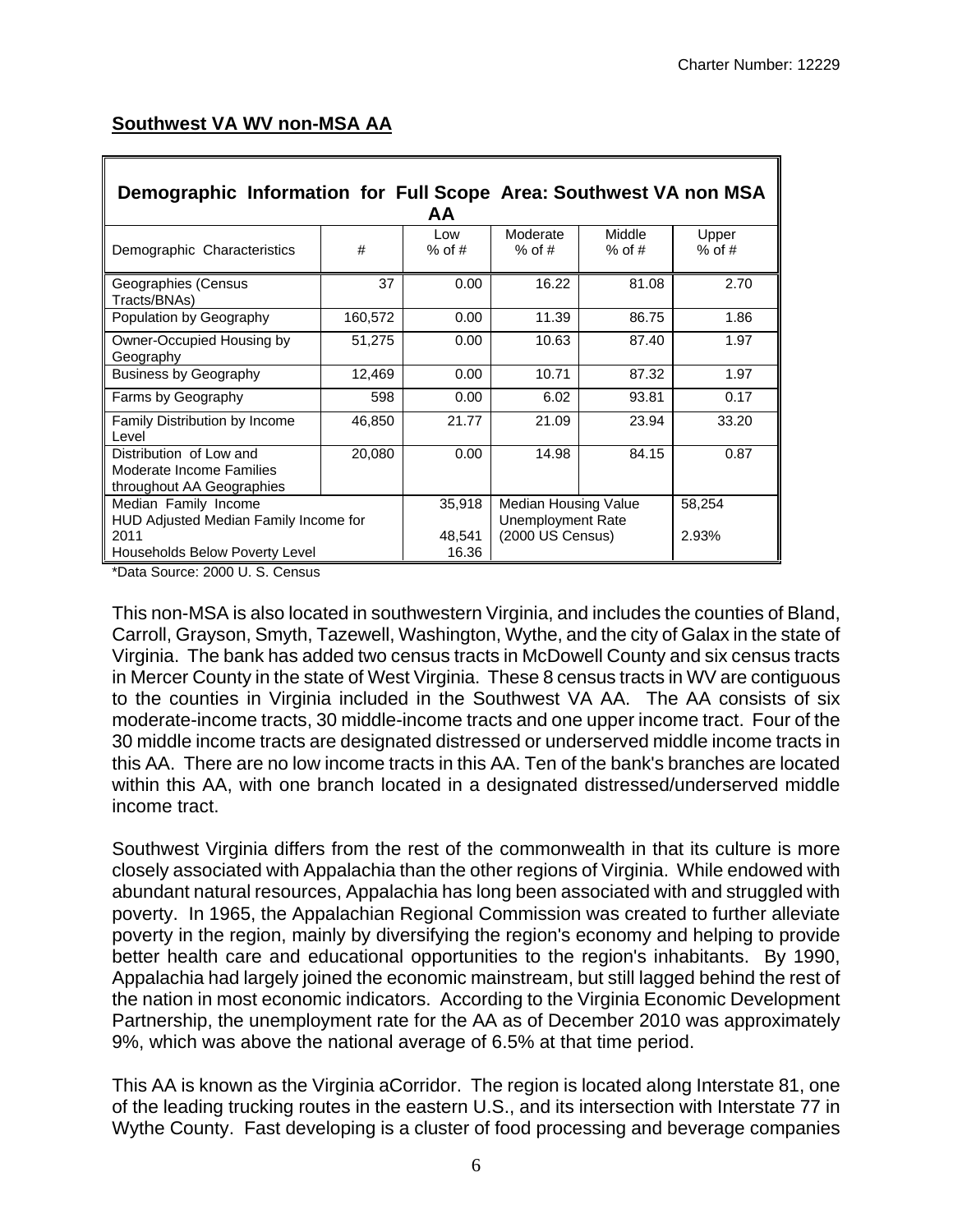## Southwest VA WV non-MSA AA

| Demographic Information for Full Scope Area: Southwest VA non MSA AA | | | | | |
|---|---|---|---|---|---|
| Demographic Characteristics | # | Low % of # | Moderate % of # | Middle % of # | Upper % of # |
| Geographies (Census Tracts/BNAs) | 37 | 0.00 | 16.22 | 81.08 | 2.70 |
| Population by Geography | 160,572 | 0.00 | 11.39 | 86.75 | 1.86 |
| Owner-Occupied Housing by Geography | 51,275 | 0.00 | 10.63 | 87.40 | 1.97 |
| Business by Geography | 12,469 | 0.00 | 10.71 | 87.32 | 1.97 |
| Farms by Geography | 598 | 0.00 | 6.02 | 93.81 | 0.17 |
| Family Distribution by Income Level | 46,850 | 21.77 | 21.09 | 23.94 | 33.20 |
| Distribution of Low and Moderate Income Families throughout AA Geographies | 20,080 | 0.00 | 14.98 | 84.15 | 0.87 |
| Median Family Income<br>HUD Adjusted Median Family Income for 2011<br>Households Below Poverty Level | | 35,918<br>48,541<br>16.36 | Median Housing Value<br>Unemployment Rate<br>(2000 US Census) | | 58,254<br>2.93% |

*Data Source: 2000 U. S. Census

This non-MSA is also located in southwestern Virginia, and includes the counties of Bland, Carroll, Grayson, Smyth, Tazewell, Washington, Wythe, and the city of Galax in the state of Virginia. The bank has added two census tracts in McDowell County and six census tracts in Mercer County in the state of West Virginia. These 8 census tracts in WV are contiguous to the counties in Virginia included in the Southwest VA AA. The AA consists of six moderate-income tracts, 30 middle-income tracts and one upper income tract. Four of the 30 middle income tracts are designated distressed or underserved middle income tracts in this AA. There are no low income tracts in this AA. Ten of the bank's branches are located within this AA, with one branch located in a designated distressed/underserved middle income tract.

Southwest Virginia differs from the rest of the commonwealth in that its culture is more closely associated with Appalachia than the other regions of Virginia. While endowed with abundant natural resources, Appalachia has long been associated with and struggled with poverty. In 1965, the Appalachian Regional Commission was created to further alleviate poverty in the region, mainly by diversifying the region's economy and helping to provide better health care and educational opportunities to the region's inhabitants. By 1990, Appalachia had largely joined the economic mainstream, but still lagged behind the rest of the nation in most economic indicators. According to the Virginia Economic Development Partnership, the unemployment rate for the AA as of December 2010 was approximately 9%, which was above the national average of 6.5% at that time period.

This AA is known as the Virginia aCorridor. The region is located along Interstate 81, one of the leading trucking routes in the eastern U.S., and its intersection with Interstate 77 in Wythe County. Fast developing is a cluster of food processing and beverage companies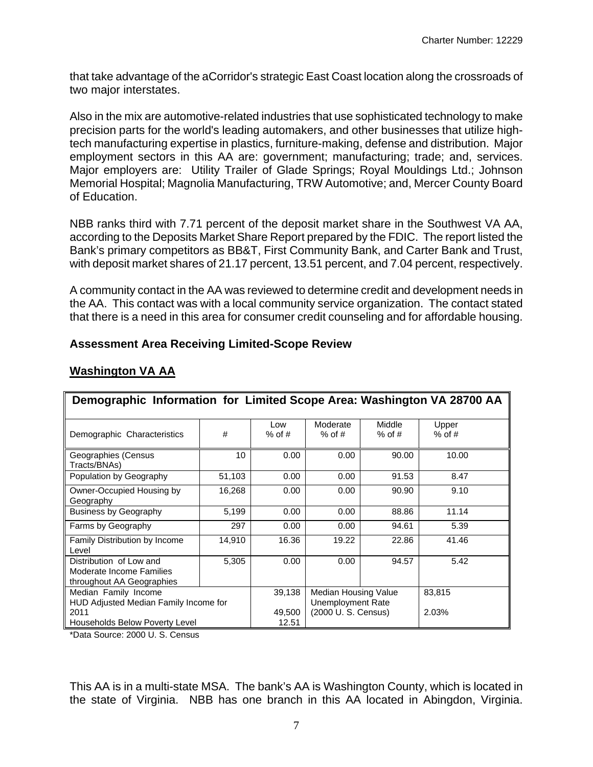that take advantage of the aCorridor's strategic East Coast location along the crossroads of two major interstates.

Also in the mix are automotive-related industries that use sophisticated technology to make precision parts for the world's leading automakers, and other businesses that utilize high-tech manufacturing expertise in plastics, furniture-making, defense and distribution. Major employment sectors in this AA are: government; manufacturing; trade; and, services. Major employers are: Utility Trailer of Glade Springs; Royal Mouldings Ltd.; Johnson Memorial Hospital; Magnolia Manufacturing, TRW Automotive; and, Mercer County Board of Education.

NBB ranks third with 7.71 percent of the deposit market share in the Southwest VA AA, according to the Deposits Market Share Report prepared by the FDIC. The report listed the Bank's primary competitors as BB&T, First Community Bank, and Carter Bank and Trust, with deposit market shares of 21.17 percent, 13.51 percent, and 7.04 percent, respectively.

A community contact in the AA was reviewed to determine credit and development needs in the AA. This contact was with a local community service organization. The contact stated that there is a need in this area for consumer credit counseling and for affordable housing.

### Assessment Area Receiving Limited-Scope Review

#### Washington VA AA

| Demographic Information for Limited Scope Area: Washington VA 28700 AA | | | | | |
|---|---|---|---|---|---|
| Demographic Characteristics | # | Low % of # | Moderate % of # | Middle % of # | Upper % of # |
| Geographies (Census Tracts/BNAs) | 10 | 0.00 | 0.00 | 90.00 | 10.00 |
| Population by Geography | 51,103 | 0.00 | 0.00 | 91.53 | 8.47 |
| Owner-Occupied Housing by Geography | 16,268 | 0.00 | 0.00 | 90.90 | 9.10 |
| Business by Geography | 5,199 | 0.00 | 0.00 | 88.86 | 11.14 |
| Farms by Geography | 297 | 0.00 | 0.00 | 94.61 | 5.39 |
| Family Distribution by Income Level | 14,910 | 16.36 | 19.22 | 22.86 | 41.46 |
| Distribution of Low and Moderate Income Families throughout AA Geographies | 5,305 | 0.00 | 0.00 | 94.57 | 5.42 |
| Median Family Income<br>HUD Adjusted Median Family Income for 2011<br>Households Below Poverty Level | | 39,138<br>49,500<br>12.51 | Median Housing Value<br>Unemployment Rate<br>(2000 U. S. Census) | | 83,815<br>2.03% |

*Data Source: 2000 U. S. Census

This AA is in a multi-state MSA. The bank's AA is Washington County, which is located in the state of Virginia. NBB has one branch in this AA located in Abingdon, Virginia.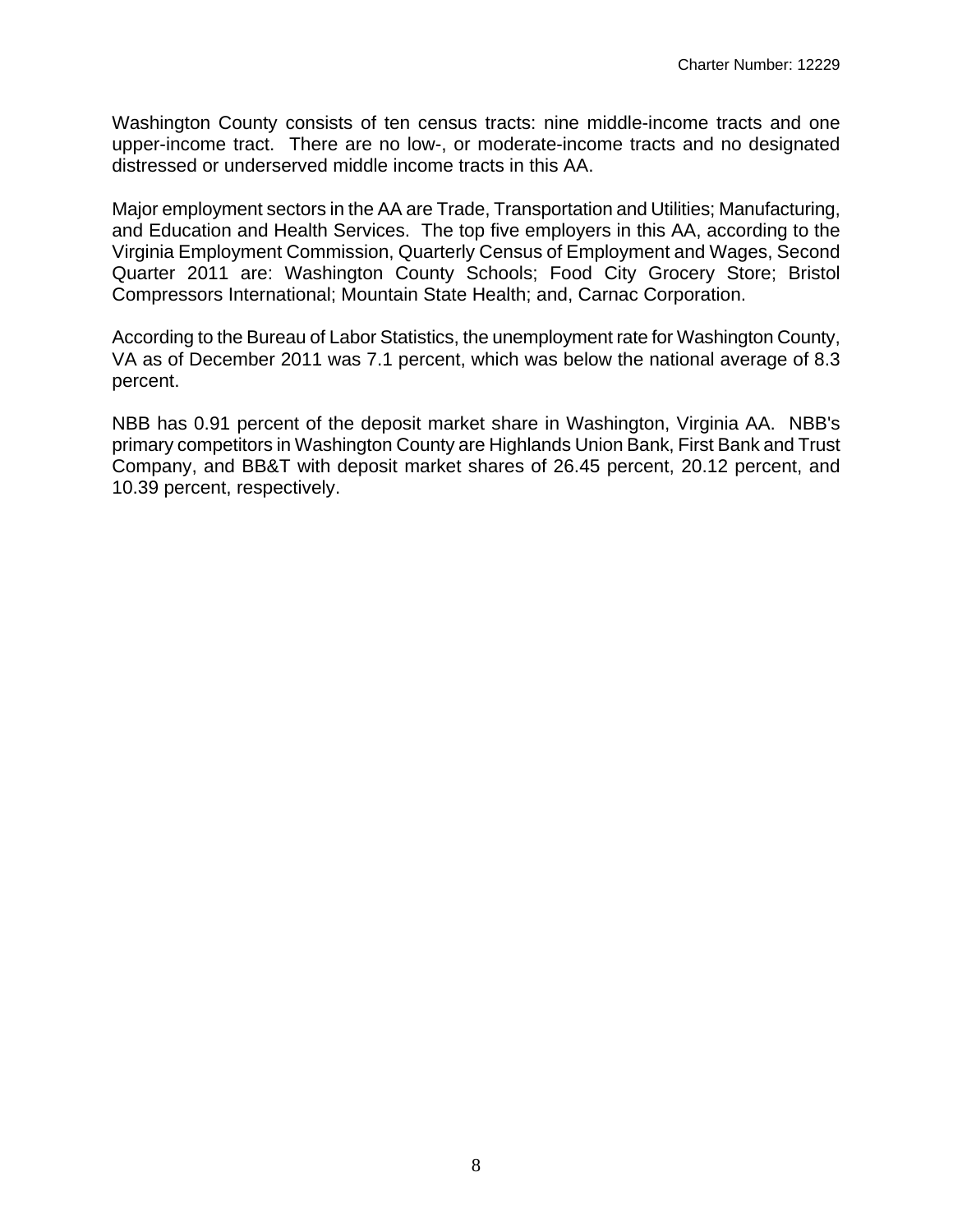Washington County consists of ten census tracts: nine middle-income tracts and one upper-income tract. There are no low-, or moderate-income tracts and no designated distressed or underserved middle income tracts in this AA.

Major employment sectors in the AA are Trade, Transportation and Utilities; Manufacturing, and Education and Health Services. The top five employers in this AA, according to the Virginia Employment Commission, Quarterly Census of Employment and Wages, Second Quarter 2011 are: Washington County Schools; Food City Grocery Store; Bristol Compressors International; Mountain State Health; and, Carnac Corporation.

According to the Bureau of Labor Statistics, the unemployment rate for Washington County, VA as of December 2011 was 7.1 percent, which was below the national average of 8.3 percent.

NBB has 0.91 percent of the deposit market share in Washington, Virginia AA. NBB's primary competitors in Washington County are Highlands Union Bank, First Bank and Trust Company, and BB&T with deposit market shares of 26.45 percent, 20.12 percent, and 10.39 percent, respectively.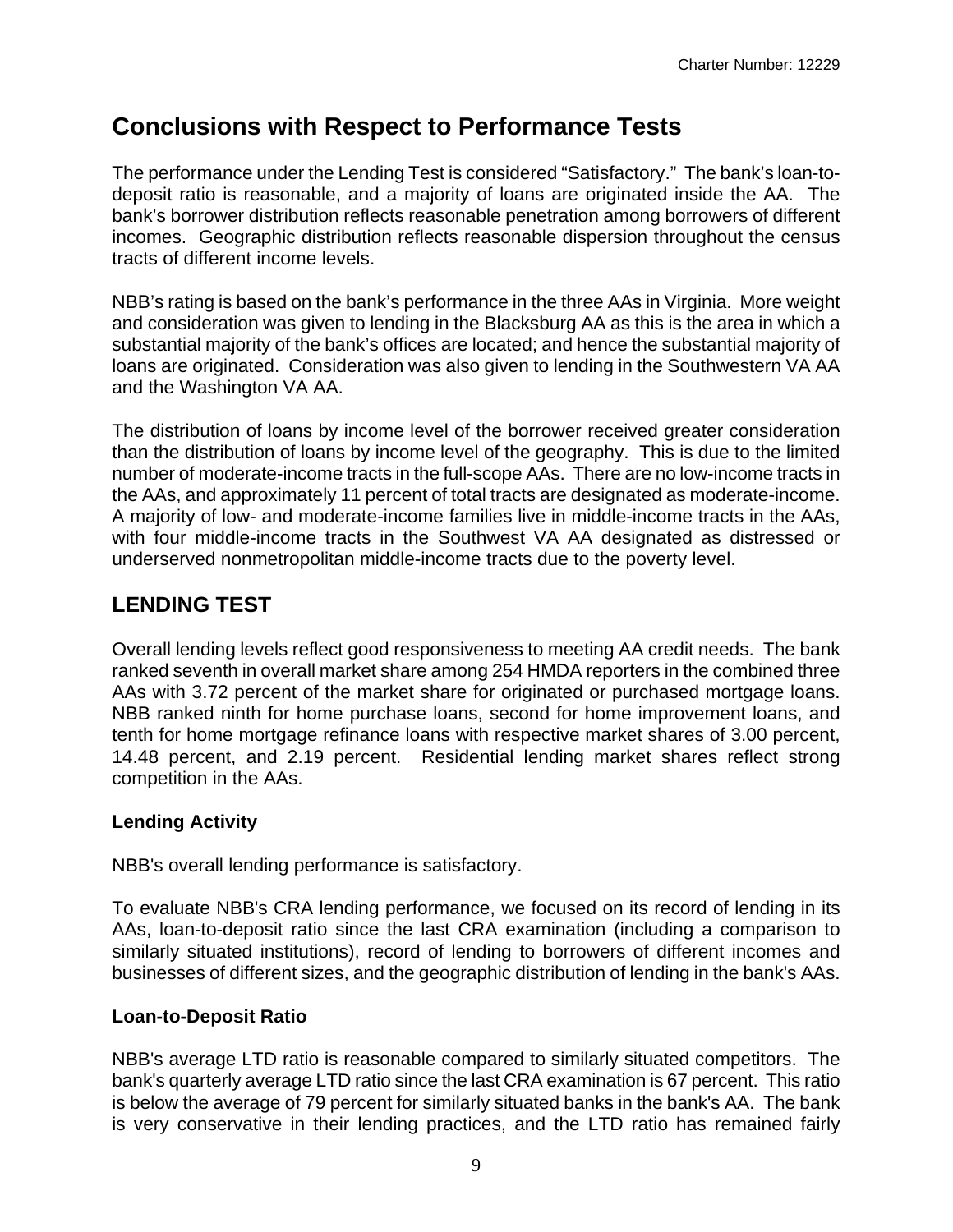## Conclusions with Respect to Performance Tests

The performance under the Lending Test is considered "Satisfactory." The bank's loan-to-deposit ratio is reasonable, and a majority of loans are originated inside the AA. The bank's borrower distribution reflects reasonable penetration among borrowers of different incomes. Geographic distribution reflects reasonable dispersion throughout the census tracts of different income levels.

NBB's rating is based on the bank's performance in the three AAs in Virginia. More weight and consideration was given to lending in the Blacksburg AA as this is the area in which a substantial majority of the bank's offices are located; and hence the substantial majority of loans are originated. Consideration was also given to lending in the Southwestern VA AA and the Washington VA AA.

The distribution of loans by income level of the borrower received greater consideration than the distribution of loans by income level of the geography. This is due to the limited number of moderate-income tracts in the full-scope AAs. There are no low-income tracts in the AAs, and approximately 11 percent of total tracts are designated as moderate-income. A majority of low- and moderate-income families live in middle-income tracts in the AAs, with four middle-income tracts in the Southwest VA AA designated as distressed or underserved nonmetropolitan middle-income tracts due to the poverty level.

### LENDING TEST

Overall lending levels reflect good responsiveness to meeting AA credit needs. The bank ranked seventh in overall market share among 254 HMDA reporters in the combined three AAs with 3.72 percent of the market share for originated or purchased mortgage loans. NBB ranked ninth for home purchase loans, second for home improvement loans, and tenth for home mortgage refinance loans with respective market shares of 3.00 percent, 14.48 percent, and 2.19 percent. Residential lending market shares reflect strong competition in the AAs.

**Lending Activity**

NBB's overall lending performance is satisfactory.

To evaluate NBB's CRA lending performance, we focused on its record of lending in its AAs, loan-to-deposit ratio since the last CRA examination (including a comparison to similarly situated institutions), record of lending to borrowers of different incomes and businesses of different sizes, and the geographic distribution of lending in the bank's AAs.

**Loan-to-Deposit Ratio**

NBB's average LTD ratio is reasonable compared to similarly situated competitors. The bank's quarterly average LTD ratio since the last CRA examination is 67 percent. This ratio is below the average of 79 percent for similarly situated banks in the bank's AA. The bank is very conservative in their lending practices, and the LTD ratio has remained fairly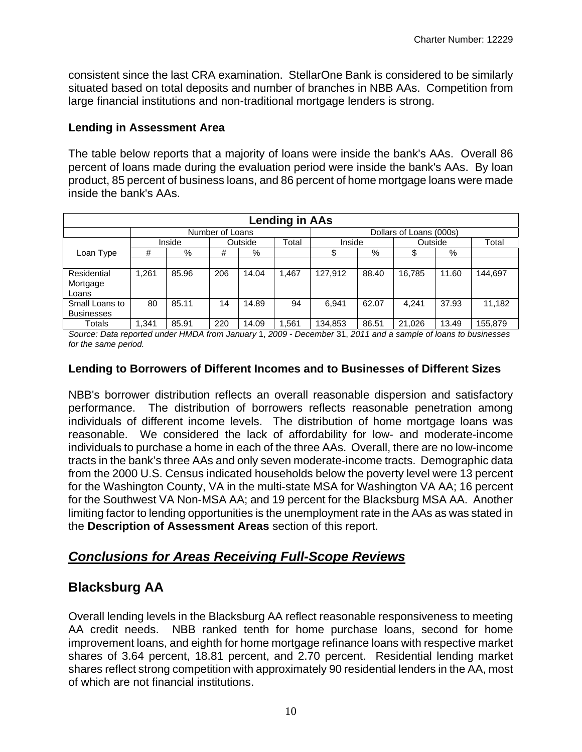consistent since the last CRA examination. StellarOne Bank is considered to be similarly situated based on total deposits and number of branches in NBB AAs. Competition from large financial institutions and non-traditional mortgage lenders is strong.

### Lending in Assessment Area

The table below reports that a majority of loans were inside the bank's AAs. Overall 86 percent of loans made during the evaluation period were inside the bank's AAs. By loan product, 85 percent of business loans, and 86 percent of home mortgage loans were made inside the bank's AAs.

| Lending in AAs | | | | | | | | | | |
|---|---|---|---|---|---|---|---|---|---|---|
| | Number of Loans | | | | | Dollars of Loans (000s) | | | | |
| | Inside | | Outside | | Total | Inside | | Outside | | Total |
| Loan Type | # | % | # | % | | $ | % | $ | % | |
| Residential Mortgage Loans | 1,261 | 85.96 | 206 | 14.04 | 1,467 | 127,912 | 88.40 | 16,785 | 11.60 | 144,697 |
| Small Loans to Businesses | 80 | 85.11 | 14 | 14.89 | 94 | 6,941 | 62.07 | 4,241 | 37.93 | 11,182 |
| Totals | 1,341 | 85.91 | 220 | 14.09 | 1,561 | 134,853 | 86.51 | 21,026 | 13.49 | 155,879 |

*Source: Data reported under HMDA from January 1, 2009 - December 31, 2011 and a sample of loans to businesses for the same period.*

### Lending to Borrowers of Different Incomes and to Businesses of Different Sizes

NBB's borrower distribution reflects an overall reasonable dispersion and satisfactory performance. The distribution of borrowers reflects reasonable penetration among individuals of different income levels. The distribution of home mortgage loans was reasonable. We considered the lack of affordability for low- and moderate-income individuals to purchase a home in each of the three AAs. Overall, there are no low-income tracts in the bank's three AAs and only seven moderate-income tracts. Demographic data from the 2000 U.S. Census indicated households below the poverty level were 13 percent for the Washington County, VA in the multi-state MSA for Washington VA AA; 16 percent for the Southwest VA Non-MSA AA; and 19 percent for the Blacksburg MSA AA. Another limiting factor to lending opportunities is the unemployment rate in the AAs as was stated in the **Description of Assessment Areas** section of this report.

## *Conclusions for Areas Receiving Full-Scope Reviews*

## Blacksburg AA

Overall lending levels in the Blacksburg AA reflect reasonable responsiveness to meeting AA credit needs. NBB ranked tenth for home purchase loans, second for home improvement loans, and eighth for home mortgage refinance loans with respective market shares of 3.64 percent, 18.81 percent, and 2.70 percent. Residential lending market shares reflect strong competition with approximately 90 residential lenders in the AA, most of which are not financial institutions.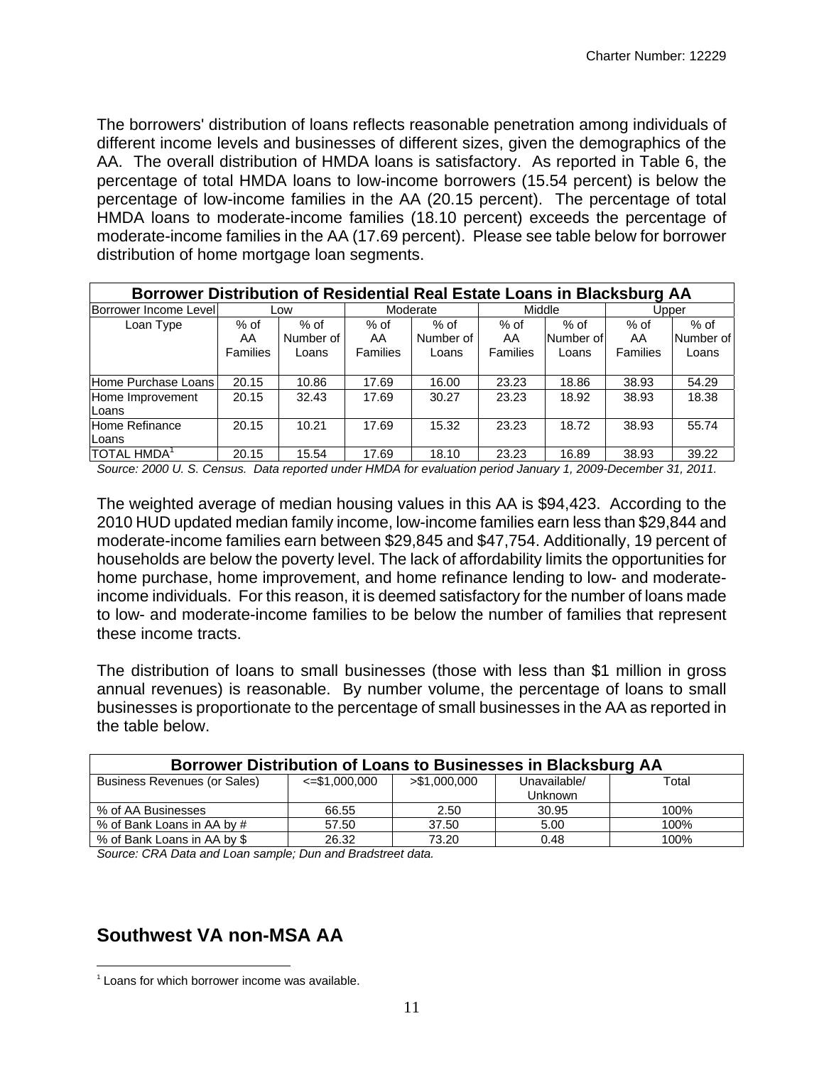The borrowers' distribution of loans reflects reasonable penetration among individuals of different income levels and businesses of different sizes, given the demographics of the AA. The overall distribution of HMDA loans is satisfactory. As reported in Table 6, the percentage of total HMDA loans to low-income borrowers (15.54 percent) is below the percentage of low-income families in the AA (20.15 percent). The percentage of total HMDA loans to moderate-income families (18.10 percent) exceeds the percentage of moderate-income families in the AA (17.69 percent). Please see table below for borrower distribution of home mortgage loan segments.

| **Borrower Distribution of Residential Real Estate Loans in Blacksburg AA** | | | | | | | | |
|---|---|---|---|---|---|---|---|---|
| Borrower Income Level | Low | | Moderate | | Middle | | Upper | |
| Loan Type | % of AA Families | % of Number of Loans | % of AA Families | % of Number of Loans | % of AA Families | % of Number of Loans | % of AA Families | % of Number of Loans |
| Home Purchase Loans | 20.15 | 10.86 | 17.69 | 16.00 | 23.23 | 18.86 | 38.93 | 54.29 |
| Home Improvement Loans | 20.15 | 32.43 | 17.69 | 30.27 | 23.23 | 18.92 | 38.93 | 18.38 |
| Home Refinance Loans | 20.15 | 10.21 | 17.69 | 15.32 | 23.23 | 18.72 | 38.93 | 55.74 |
| TOTAL HMDA[1] | 20.15 | 15.54 | 17.69 | 18.10 | 23.23 | 16.89 | 38.93 | 39.22 |

*Source: 2000 U. S. Census. Data reported under HMDA for evaluation period January 1, 2009-December 31, 2011.*

The weighted average of median housing values in this AA is $94,423. According to the 2010 HUD updated median family income, low-income families earn less than $29,844 and moderate-income families earn between $29,845 and $47,754. Additionally, 19 percent of households are below the poverty level. The lack of affordability limits the opportunities for home purchase, home improvement, and home refinance lending to low- and moderate-income individuals. For this reason, it is deemed satisfactory for the number of loans made to low- and moderate-income families to be below the number of families that represent these income tracts.

The distribution of loans to small businesses (those with less than $1 million in gross annual revenues) is reasonable. By number volume, the percentage of loans to small businesses is proportionate to the percentage of small businesses in the AA as reported in the table below.

| **Borrower Distribution of Loans to Businesses in Blacksburg AA** | | | | |
|---|---|---|---|---|
| Business Revenues (or Sales) | <=$1,000,000 | >$1,000,000 | Unavailable/ Unknown | Total |
| % of AA Businesses | 66.55 | 2.50 | 30.95 | 100% |
| % of Bank Loans in AA by # | 57.50 | 37.50 | 5.00 | 100% |
| % of Bank Loans in AA by $ | 26.32 | 73.20 | 0.48 | 100% |

*Source: CRA Data and Loan sample; Dun and Bradstreet data.*

## Southwest VA non-MSA AA

[1] Loans for which borrower income was available.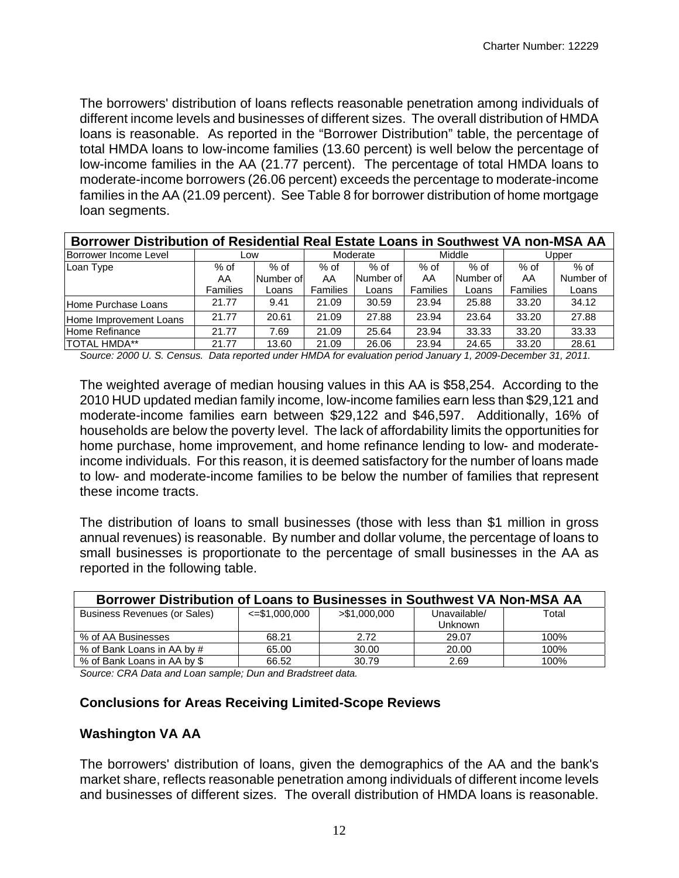The borrowers' distribution of loans reflects reasonable penetration among individuals of different income levels and businesses of different sizes. The overall distribution of HMDA loans is reasonable. As reported in the "Borrower Distribution" table, the percentage of total HMDA loans to low-income families (13.60 percent) is well below the percentage of low-income families in the AA (21.77 percent). The percentage of total HMDA loans to moderate-income borrowers (26.06 percent) exceeds the percentage to moderate-income families in the AA (21.09 percent). See Table 8 for borrower distribution of home mortgage loan segments.

| **Borrower Distribution of Residential Real Estate Loans in Southwest VA non-MSA AA** | | | | | | | | |
|---|---|---|---|---|---|---|---|---|
| Borrower Income Level | Low | | Moderate | | Middle | | Upper | |
| Loan Type | % of AA Families | % of Number of Loans | % of AA Families | % of Number of Loans | % of AA Families | % of Number of Loans | % of AA Families | % of Number of Loans |
| Home Purchase Loans | 21.77 | 9.41 | 21.09 | 30.59 | 23.94 | 25.88 | 33.20 | 34.12 |
| Home Improvement Loans | 21.77 | 20.61 | 21.09 | 27.88 | 23.94 | 23.64 | 33.20 | 27.88 |
| Home Refinance | 21.77 | 7.69 | 21.09 | 25.64 | 23.94 | 33.33 | 33.20 | 33.33 |
| TOTAL HMDA** | 21.77 | 13.60 | 21.09 | 26.06 | 23.94 | 24.65 | 33.20 | 28.61 |

*Source: 2000 U. S. Census. Data reported under HMDA for evaluation period January 1, 2009-December 31, 2011.*

The weighted average of median housing values in this AA is $58,254. According to the 2010 HUD updated median family income, low-income families earn less than $29,121 and moderate-income families earn between $29,122 and $46,597. Additionally, 16% of households are below the poverty level. The lack of affordability limits the opportunities for home purchase, home improvement, and home refinance lending to low- and moderate-income individuals. For this reason, it is deemed satisfactory for the number of loans made to low- and moderate-income families to be below the number of families that represent these income tracts.

The distribution of loans to small businesses (those with less than $1 million in gross annual revenues) is reasonable. By number and dollar volume, the percentage of loans to small businesses is proportionate to the percentage of small businesses in the AA as reported in the following table.

| **Borrower Distribution of Loans to Businesses in Southwest VA Non-MSA AA** | | | | |
|---|---|---|---|---|
| Business Revenues (or Sales) | <=$1,000,000 | >$1,000,000 | Unavailable/ Unknown | Total |
| % of AA Businesses | 68.21 | 2.72 | 29.07 | 100% |
| % of Bank Loans in AA by # | 65.00 | 30.00 | 20.00 | 100% |
| % of Bank Loans in AA by $ | 66.52 | 30.79 | 2.69 | 100% |

*Source: CRA Data and Loan sample; Dun and Bradstreet data.*

**Conclusions for Areas Receiving Limited-Scope Reviews**

**Washington VA AA**

The borrowers' distribution of loans, given the demographics of the AA and the bank's market share, reflects reasonable penetration among individuals of different income levels and businesses of different sizes. The overall distribution of HMDA loans is reasonable.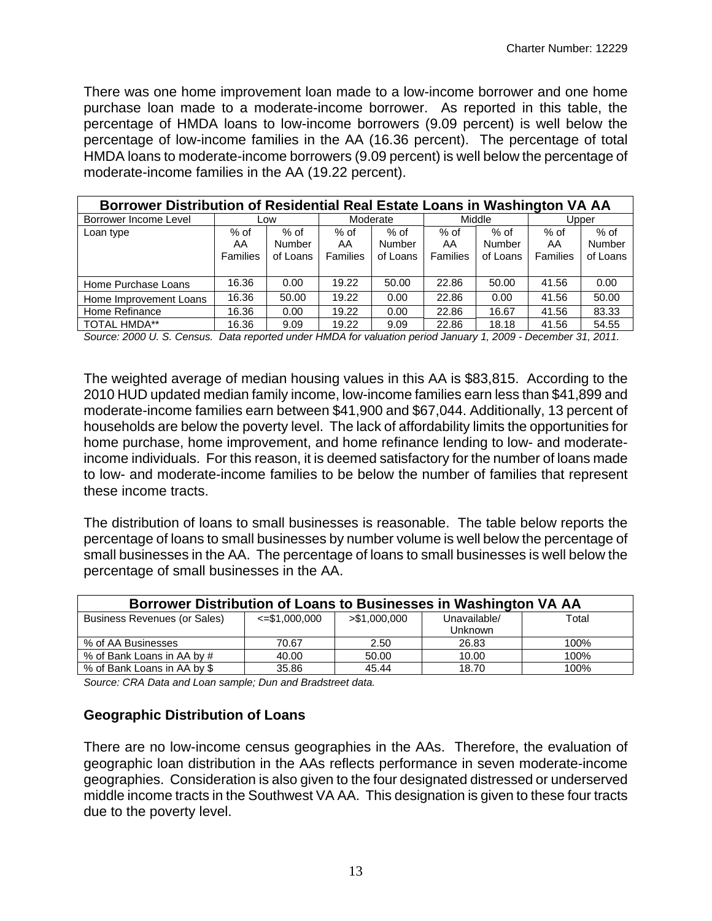There was one home improvement loan made to a low-income borrower and one home purchase loan made to a moderate-income borrower. As reported in this table, the percentage of HMDA loans to low-income borrowers (9.09 percent) is well below the percentage of low-income families in the AA (16.36 percent). The percentage of total HMDA loans to moderate-income borrowers (9.09 percent) is well below the percentage of moderate-income families in the AA (19.22 percent).

| Borrower Distribution of Residential Real Estate Loans in Washington VA AA | | | | | | | | |
|---|---|---|---|---|---|---|---|---|
| Borrower Income Level | Low | | Moderate | | Middle | | Upper | |
| Loan type | % of AA Families | % of Number of Loans | % of AA Families | % of Number of Loans | % of AA Families | % of Number of Loans | % of AA Families | % of Number of Loans |
| Home Purchase Loans | 16.36 | 0.00 | 19.22 | 50.00 | 22.86 | 50.00 | 41.56 | 0.00 |
| Home Improvement Loans | 16.36 | 50.00 | 19.22 | 0.00 | 22.86 | 0.00 | 41.56 | 50.00 |
| Home Refinance | 16.36 | 0.00 | 19.22 | 0.00 | 22.86 | 16.67 | 41.56 | 83.33 |
| TOTAL HMDA** | 16.36 | 9.09 | 19.22 | 9.09 | 22.86 | 18.18 | 41.56 | 54.55 |

*Source: 2000 U. S. Census. Data reported under HMDA for valuation period January 1, 2009 - December 31, 2011.*

The weighted average of median housing values in this AA is $83,815. According to the 2010 HUD updated median family income, low-income families earn less than $41,899 and moderate-income families earn between $41,900 and $67,044. Additionally, 13 percent of households are below the poverty level. The lack of affordability limits the opportunities for home purchase, home improvement, and home refinance lending to low- and moderate-income individuals. For this reason, it is deemed satisfactory for the number of loans made to low- and moderate-income families to be below the number of families that represent these income tracts.

The distribution of loans to small businesses is reasonable. The table below reports the percentage of loans to small businesses by number volume is well below the percentage of small businesses in the AA. The percentage of loans to small businesses is well below the percentage of small businesses in the AA.

| Borrower Distribution of Loans to Businesses in Washington VA AA | | | | |
|---|---|---|---|---|
| Business Revenues (or Sales) | <=$1,000,000 | >$1,000,000 | Unavailable/ Unknown | Total |
| % of AA Businesses | 70.67 | 2.50 | 26.83 | 100% |
| % of Bank Loans in AA by # | 40.00 | 50.00 | 10.00 | 100% |
| % of Bank Loans in AA by $ | 35.86 | 45.44 | 18.70 | 100% |

*Source: CRA Data and Loan sample; Dun and Bradstreet data.*

### Geographic Distribution of Loans

There are no low-income census geographies in the AAs. Therefore, the evaluation of geographic loan distribution in the AAs reflects performance in seven moderate-income geographies. Consideration is also given to the four designated distressed or underserved middle income tracts in the Southwest VA AA. This designation is given to these four tracts due to the poverty level.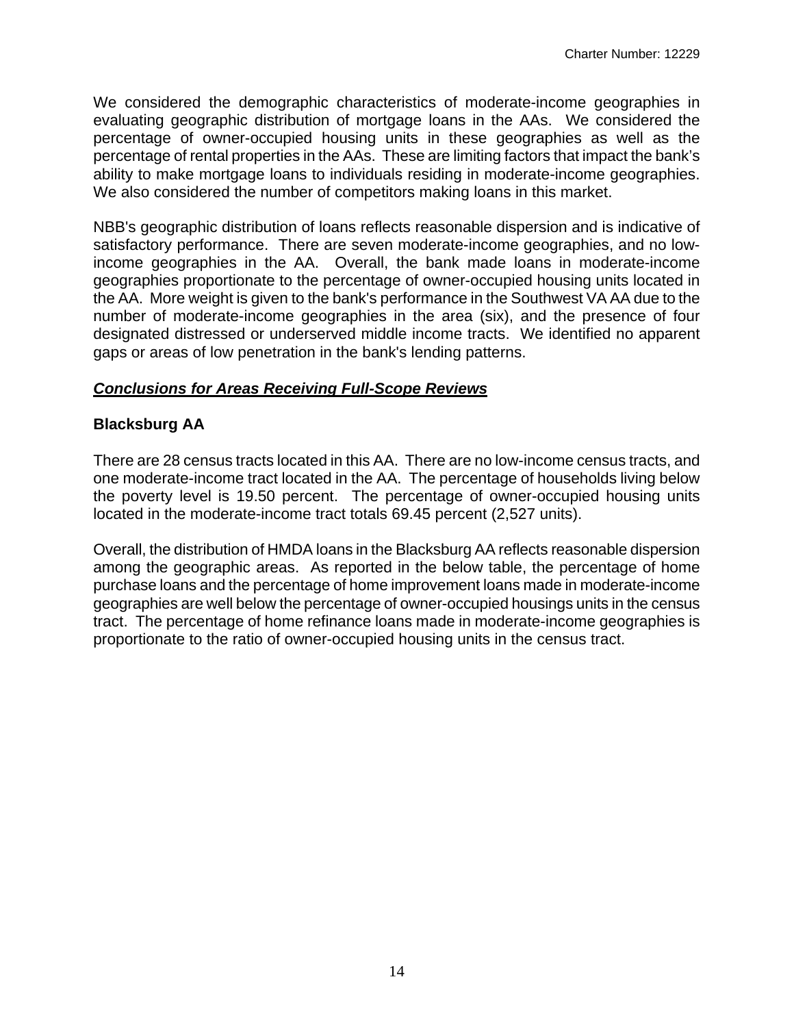We considered the demographic characteristics of moderate-income geographies in evaluating geographic distribution of mortgage loans in the AAs. We considered the percentage of owner-occupied housing units in these geographies as well as the percentage of rental properties in the AAs. These are limiting factors that impact the bank's ability to make mortgage loans to individuals residing in moderate-income geographies. We also considered the number of competitors making loans in this market.

NBB's geographic distribution of loans reflects reasonable dispersion and is indicative of satisfactory performance. There are seven moderate-income geographies, and no low-income geographies in the AA. Overall, the bank made loans in moderate-income geographies proportionate to the percentage of owner-occupied housing units located in the AA. More weight is given to the bank's performance in the Southwest VA AA due to the number of moderate-income geographies in the area (six), and the presence of four designated distressed or underserved middle income tracts. We identified no apparent gaps or areas of low penetration in the bank's lending patterns.

***Conclusions for Areas Receiving Full-Scope Reviews***

**Blacksburg AA**

There are 28 census tracts located in this AA. There are no low-income census tracts, and one moderate-income tract located in the AA. The percentage of households living below the poverty level is 19.50 percent. The percentage of owner-occupied housing units located in the moderate-income tract totals 69.45 percent (2,527 units).

Overall, the distribution of HMDA loans in the Blacksburg AA reflects reasonable dispersion among the geographic areas. As reported in the below table, the percentage of home purchase loans and the percentage of home improvement loans made in moderate-income geographies are well below the percentage of owner-occupied housings units in the census tract. The percentage of home refinance loans made in moderate-income geographies is proportionate to the ratio of owner-occupied housing units in the census tract.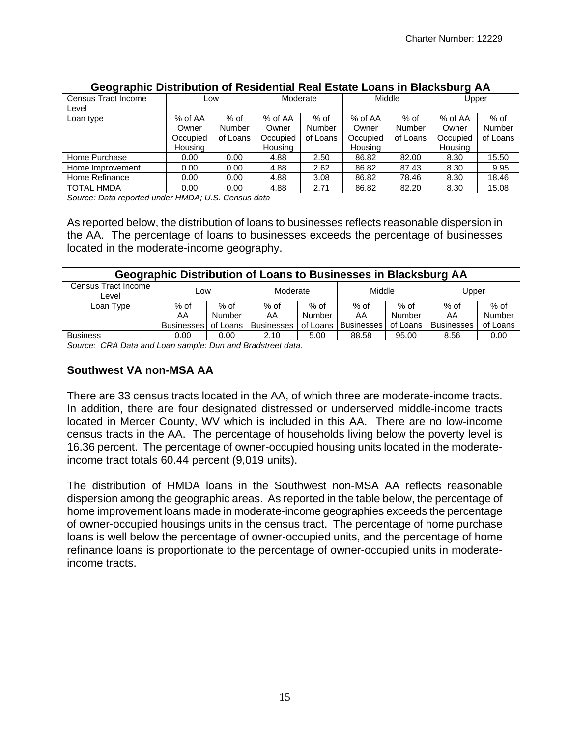| Geographic Distribution of Residential Real Estate Loans in Blacksburg AA | | | | | | | | |
|---|---|---|---|---|---|---|---|---|
| Census Tract Income Level | Low | | Moderate | | Middle | | Upper | |
| Loan type | % of AA Owner Occupied Housing | % of Number of Loans | % of AA Owner Occupied Housing | % of Number of Loans | % of AA Owner Occupied Housing | % of Number of Loans | % of AA Owner Occupied Housing | % of Number of Loans |
| Home Purchase | 0.00 | 0.00 | 4.88 | 2.50 | 86.82 | 82.00 | 8.30 | 15.50 |
| Home Improvement | 0.00 | 0.00 | 4.88 | 2.62 | 86.82 | 87.43 | 8.30 | 9.95 |
| Home Refinance | 0.00 | 0.00 | 4.88 | 3.08 | 86.82 | 78.46 | 8.30 | 18.46 |
| TOTAL HMDA | 0.00 | 0.00 | 4.88 | 2.71 | 86.82 | 82.20 | 8.30 | 15.08 |

*Source: Data reported under HMDA; U.S. Census data*

As reported below, the distribution of loans to businesses reflects reasonable dispersion in the AA. The percentage of loans to businesses exceeds the percentage of businesses located in the moderate-income geography.

| Geographic Distribution of Loans to Businesses in Blacksburg AA | | | | | | | | |
|---|---|---|---|---|---|---|---|---|
| Census Tract Income Level | Low | | Moderate | | Middle | | Upper | |
| Loan Type | % of AA Businesses | % of Number of Loans | % of AA Businesses | % of Number of Loans | % of AA Businesses | % of Number of Loans | % of AA Businesses | % of Number of Loans |
| Business | 0.00 | 0.00 | 2.10 | 5.00 | 88.58 | 95.00 | 8.56 | 0.00 |

*Source: CRA Data and Loan sample: Dun and Bradstreet data.*

### Southwest VA non-MSA AA

There are 33 census tracts located in the AA, of which three are moderate-income tracts. In addition, there are four designated distressed or underserved middle-income tracts located in Mercer County, WV which is included in this AA. There are no low-income census tracts in the AA. The percentage of households living below the poverty level is 16.36 percent. The percentage of owner-occupied housing units located in the moderate-income tract totals 60.44 percent (9,019 units).

The distribution of HMDA loans in the Southwest non-MSA AA reflects reasonable dispersion among the geographic areas. As reported in the table below, the percentage of home improvement loans made in moderate-income geographies exceeds the percentage of owner-occupied housings units in the census tract. The percentage of home purchase loans is well below the percentage of owner-occupied units, and the percentage of home refinance loans is proportionate to the percentage of owner-occupied units in moderate-income tracts.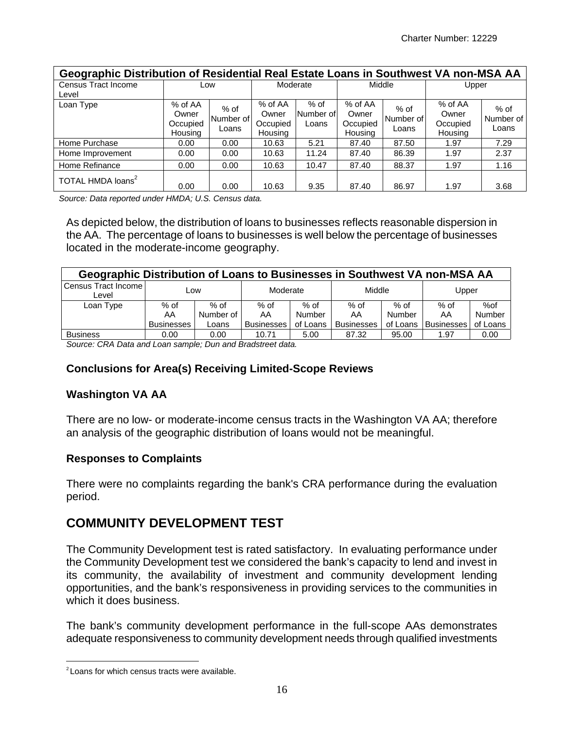| Geographic Distribution of Residential Real Estate Loans in Southwest VA non-MSA AA | | | | | | | | |
|---|---|---|---|---|---|---|---|---|
| Census Tract Income Level | Low | | Moderate | | Middle | | Upper | |
| Loan Type | % of AA Owner Occupied Housing | % of Number of Loans | % of AA Owner Occupied Housing | % of Number of Loans | % of AA Owner Occupied Housing | % of Number of Loans | % of AA Owner Occupied Housing | % of Number of Loans |
| Home Purchase | 0.00 | 0.00 | 10.63 | 5.21 | 87.40 | 87.50 | 1.97 | 7.29 |
| Home Improvement | 0.00 | 0.00 | 10.63 | 11.24 | 87.40 | 86.39 | 1.97 | 2.37 |
| Home Refinance | 0.00 | 0.00 | 10.63 | 10.47 | 87.40 | 88.37 | 1.97 | 1.16 |
| TOTAL HMDA loans[2] | 0.00 | 0.00 | 10.63 | 9.35 | 87.40 | 86.97 | 1.97 | 3.68 |

*Source: Data reported under HMDA; U.S. Census data.*

As depicted below, the distribution of loans to businesses reflects reasonable dispersion in the AA. The percentage of loans to businesses is well below the percentage of businesses located in the moderate-income geography.

| Geographic Distribution of Loans to Businesses in Southwest VA non-MSA AA | | | | | | | | |
|---|---|---|---|---|---|---|---|---|
| Census Tract Income Level | Low | | Moderate | | Middle | | Upper | |
| Loan Type | % of AA Businesses | % of Number of Loans | % of AA Businesses | % of Number of Loans | % of AA Businesses | % of Number of Loans | % of AA Businesses | %of Number of Loans |
| Business | 0.00 | 0.00 | 10.71 | 5.00 | 87.32 | 95.00 | 1.97 | 0.00 |

*Source: CRA Data and Loan sample; Dun and Bradstreet data.*

### Conclusions for Area(s) Receiving Limited-Scope Reviews

### Washington VA AA

There are no low- or moderate-income census tracts in the Washington VA AA; therefore an analysis of the geographic distribution of loans would not be meaningful.

### Responses to Complaints

There were no complaints regarding the bank's CRA performance during the evaluation period.

## COMMUNITY DEVELOPMENT TEST

The Community Development test is rated satisfactory. In evaluating performance under the Community Development test we considered the bank's capacity to lend and invest in its community, the availability of investment and community development lending opportunities, and the bank's responsiveness in providing services to the communities in which it does business.

The bank's community development performance in the full-scope AAs demonstrates adequate responsiveness to community development needs through qualified investments

[2] Loans for which census tracts were available.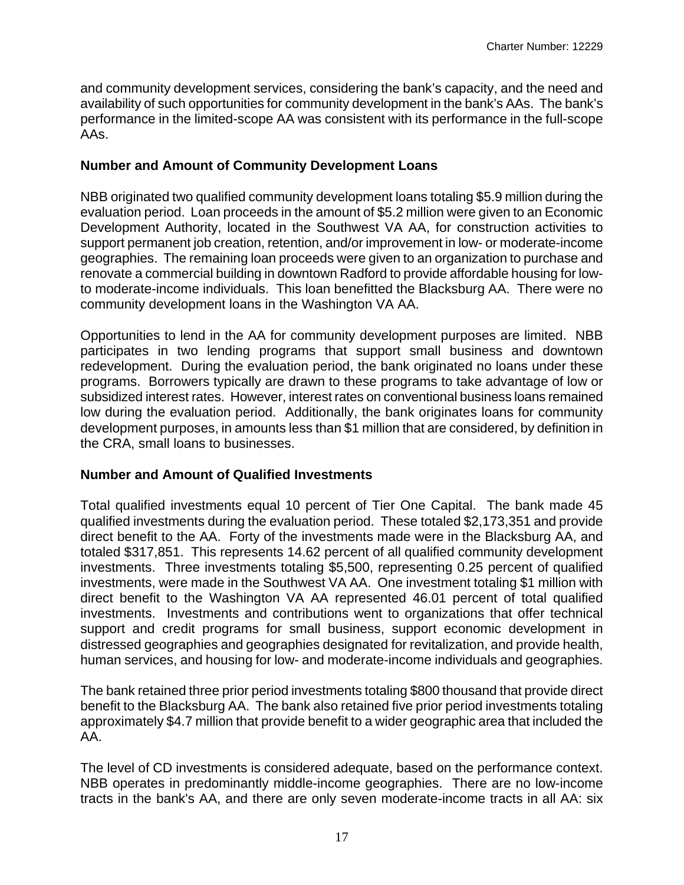and community development services, considering the bank's capacity, and the need and availability of such opportunities for community development in the bank's AAs. The bank's performance in the limited-scope AA was consistent with its performance in the full-scope AAs.

### Number and Amount of Community Development Loans

NBB originated two qualified community development loans totaling $5.9 million during the evaluation period. Loan proceeds in the amount of $5.2 million were given to an Economic Development Authority, located in the Southwest VA AA, for construction activities to support permanent job creation, retention, and/or improvement in low- or moderate-income geographies. The remaining loan proceeds were given to an organization to purchase and renovate a commercial building in downtown Radford to provide affordable housing for low-to moderate-income individuals. This loan benefitted the Blacksburg AA. There were no community development loans in the Washington VA AA.

Opportunities to lend in the AA for community development purposes are limited. NBB participates in two lending programs that support small business and downtown redevelopment. During the evaluation period, the bank originated no loans under these programs. Borrowers typically are drawn to these programs to take advantage of low or subsidized interest rates. However, interest rates on conventional business loans remained low during the evaluation period. Additionally, the bank originates loans for community development purposes, in amounts less than $1 million that are considered, by definition in the CRA, small loans to businesses.

### Number and Amount of Qualified Investments

Total qualified investments equal 10 percent of Tier One Capital. The bank made 45 qualified investments during the evaluation period. These totaled $2,173,351 and provide direct benefit to the AA. Forty of the investments made were in the Blacksburg AA, and totaled $317,851. This represents 14.62 percent of all qualified community development investments. Three investments totaling $5,500, representing 0.25 percent of qualified investments, were made in the Southwest VA AA. One investment totaling $1 million with direct benefit to the Washington VA AA represented 46.01 percent of total qualified investments. Investments and contributions went to organizations that offer technical support and credit programs for small business, support economic development in distressed geographies and geographies designated for revitalization, and provide health, human services, and housing for low- and moderate-income individuals and geographies.

The bank retained three prior period investments totaling $800 thousand that provide direct benefit to the Blacksburg AA. The bank also retained five prior period investments totaling approximately $4.7 million that provide benefit to a wider geographic area that included the AA.

The level of CD investments is considered adequate, based on the performance context. NBB operates in predominantly middle-income geographies. There are no low-income tracts in the bank's AA, and there are only seven moderate-income tracts in all AA: six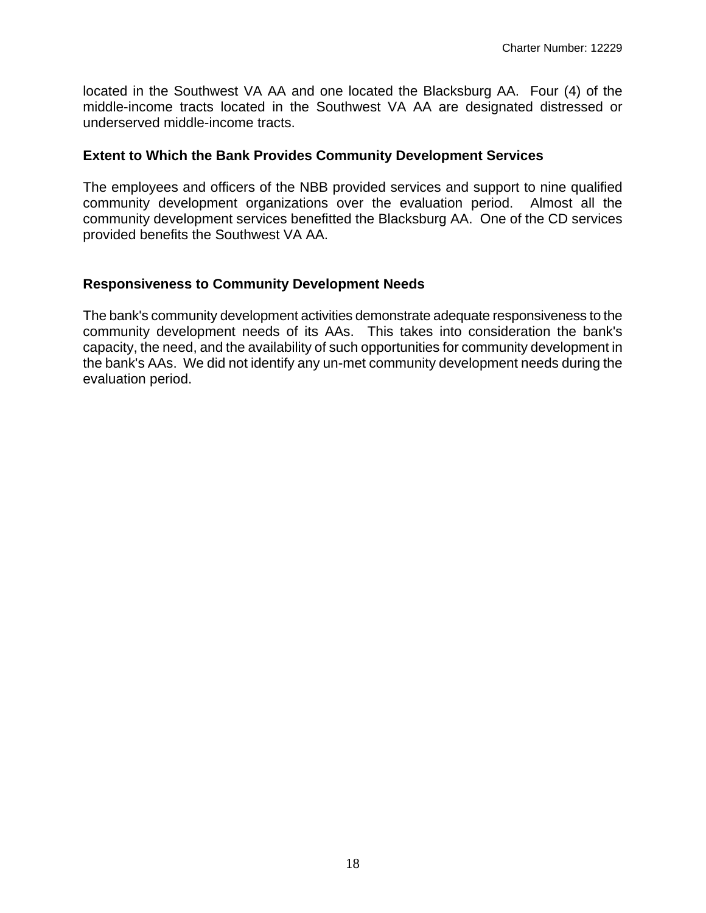located in the Southwest VA AA and one located the Blacksburg AA. Four (4) of the middle-income tracts located in the Southwest VA AA are designated distressed or underserved middle-income tracts.

### Extent to Which the Bank Provides Community Development Services

The employees and officers of the NBB provided services and support to nine qualified community development organizations over the evaluation period. Almost all the community development services benefitted the Blacksburg AA. One of the CD services provided benefits the Southwest VA AA.

### Responsiveness to Community Development Needs

The bank's community development activities demonstrate adequate responsiveness to the community development needs of its AAs. This takes into consideration the bank's capacity, the need, and the availability of such opportunities for community development in the bank's AAs. We did not identify any un-met community development needs during the evaluation period.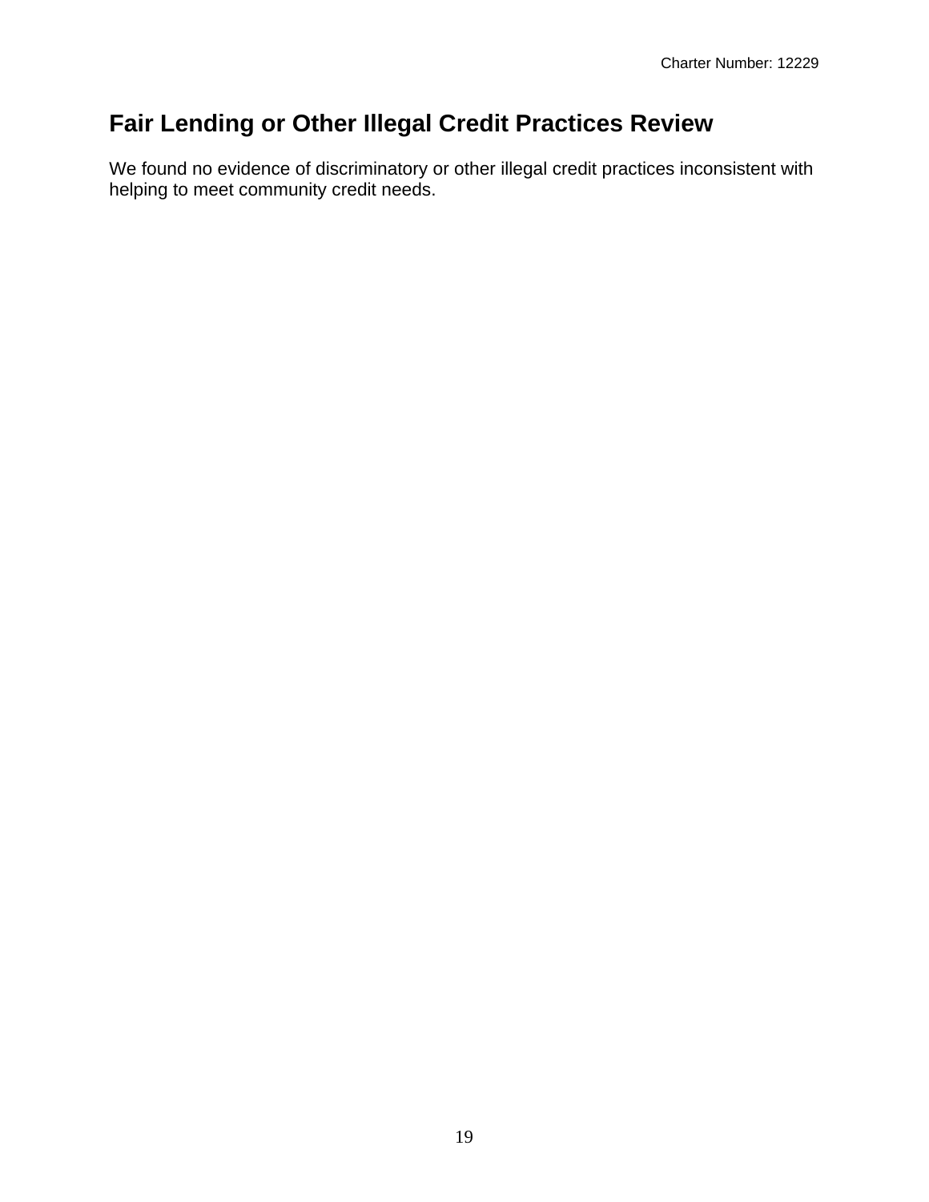## Fair Lending or Other Illegal Credit Practices Review

We found no evidence of discriminatory or other illegal credit practices inconsistent with helping to meet community credit needs.